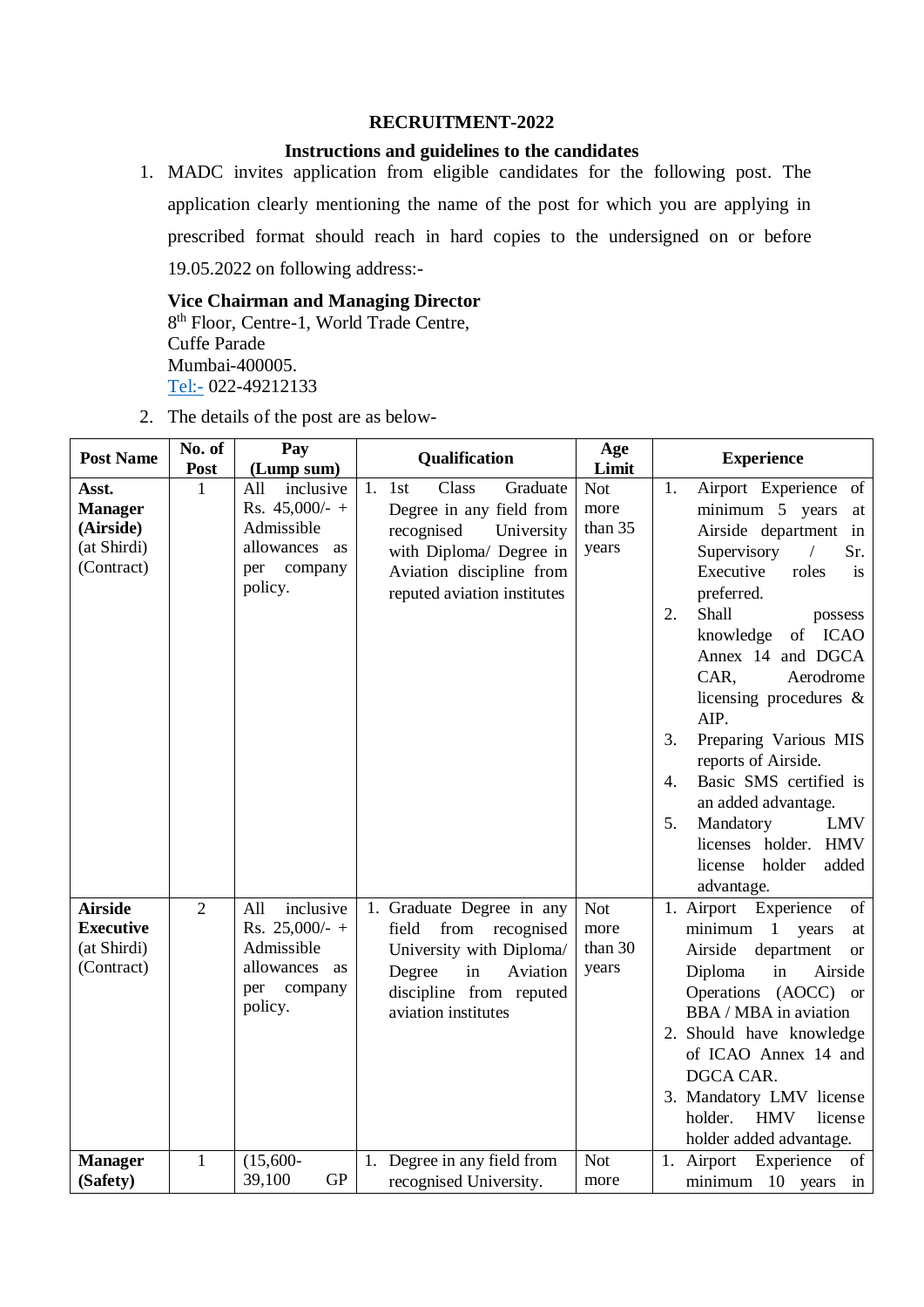# RECRUITMENT-2022

## Instructions and guidelines to the candidates

1. MADC invites application from eligible candidates for the following post. The application clearly mentioning the name of the post for which you are applying in prescribed format should reach in hard copies to the undersigned on or before 19.05.2022 on following address:-

   **Vice Chairman and Managing Director**
   8th Floor, Centre-1, World Trade Centre,
   Cuffe Parade
   Mumbai-400005.
   Tel:- 022-49212133

2. The details of the post are as below-

| Post Name | No. of Post | Pay (Lump sum) | Qualification | Age Limit | Experience |
|---|---|---|---|---|---|
| **Asst. Manager (Airside)** (at Shirdi) (Contract) | 1 | All inclusive Rs. 45,000/- + Admissible allowances as per company policy. | 1. 1st Class Graduate Degree in any field from recognised University with Diploma/ Degree in Aviation discipline from reputed aviation institutes | Not more than 35 years | 1. Airport Experience of minimum 5 years at Airside department in Supervisory / Sr. Executive roles is preferred.<br>2. Shall possess knowledge of ICAO Annex 14 and DGCA CAR, Aerodrome licensing procedures & AIP.<br>3. Preparing Various MIS reports of Airside.<br>4. Basic SMS certified is an added advantage.<br>5. Mandatory LMV licenses holder. HMV license holder added advantage. |
| **Airside Executive** (at Shirdi) (Contract) | 2 | All inclusive Rs. 25,000/- + Admissible allowances as per company policy. | 1. Graduate Degree in any field from recognised University with Diploma/ Degree in Aviation discipline from reputed aviation institutes | Not more than 30 years | 1. Airport Experience of minimum 1 years at Airside department or Diploma in Airside Operations (AOCC) or BBA / MBA in aviation<br>2. Should have knowledge of ICAO Annex 14 and DGCA CAR.<br>3. Mandatory LMV license holder. HMV license holder added advantage. |
| **Manager (Safety)** | 1 | (15,600-39,100 GP | 1. Degree in any field from recognised University. | Not more | 1. Airport Experience of minimum 10 years in |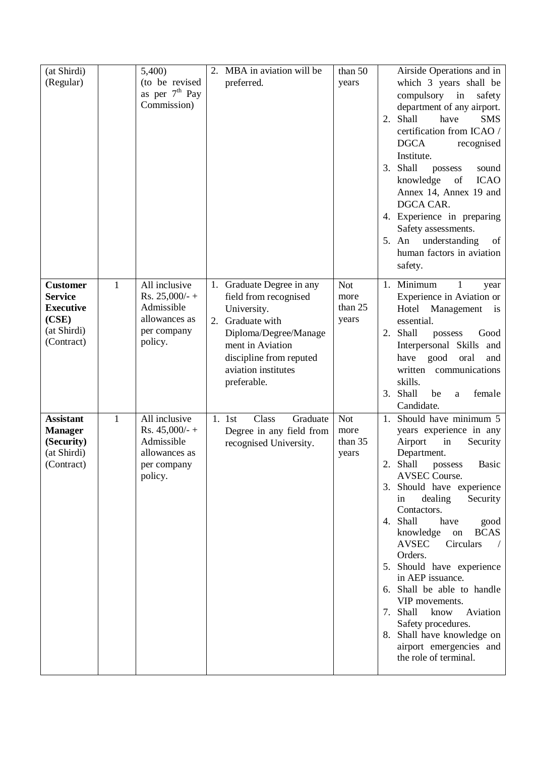| (at Shirdi) (Regular) | | 5,400) (to be revised as per 7th Pay Commission) | 2. MBA in aviation will be preferred. | than 50 years | Airside Operations and in which 3 years shall be compulsory in safety department of any airport.<br>2. Shall have SMS certification from ICAO / DGCA recognised Institute.<br>3. Shall possess sound knowledge of ICAO Annex 14, Annex 19 and DGCA CAR.<br>4. Experience in preparing Safety assessments.<br>5. An understanding of human factors in aviation safety. |
|---|---|---|---|---|---|
| **Customer Service Executive (CSE)** (at Shirdi) (Contract) | 1 | All inclusive Rs. 25,000/- + Admissible allowances as per company policy. | 1. Graduate Degree in any field from recognised University.<br>2. Graduate with Diploma/Degree/Management in Aviation discipline from reputed aviation institutes preferable. | Not more than 25 years | 1. Minimum 1 year Experience in Aviation or Hotel Management is essential.<br>2. Shall possess Good Interpersonal Skills and have good oral and written communications skills.<br>3. Shall be a female Candidate. |
| **Assistant Manager (Security)** (at Shirdi) (Contract) | 1 | All inclusive Rs. 45,000/- + Admissible allowances as per company policy. | 1. 1st Class Graduate Degree in any field from recognised University. | Not more than 35 years | 1. Should have minimum 5 years experience in any Airport in Security Department.<br>2. Shall possess Basic AVSEC Course.<br>3. Should have experience in dealing Security Contactors.<br>4. Shall have good knowledge on BCAS AVSEC Circulars / Orders.<br>5. Should have experience in AEP issuance.<br>6. Shall be able to handle VIP movements.<br>7. Shall know Aviation Safety procedures.<br>8. Shall have knowledge on airport emergencies and the role of terminal. |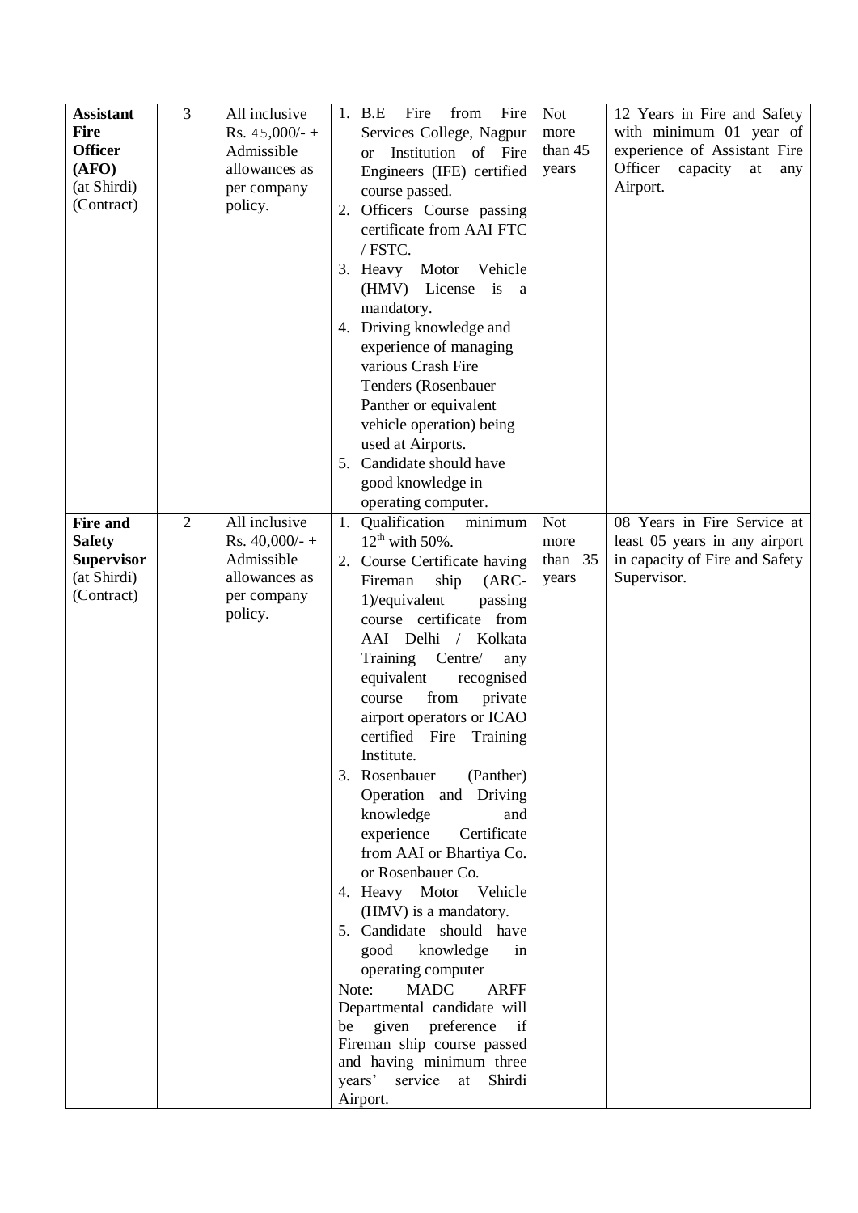| **Assistant Fire Officer (AFO)** (at Shirdi) (Contract) | 3 | All inclusive Rs. 45,000/- + Admissible allowances as per company policy. | 1. B.E Fire from Fire Services College, Nagpur or Institution of Fire Engineers (IFE) certified course passed.<br>2. Officers Course passing certificate from AAI FTC / FSTC.<br>3. Heavy Motor Vehicle (HMV) License is a mandatory.<br>4. Driving knowledge and experience of managing various Crash Fire Tenders (Rosenbauer Panther or equivalent vehicle operation) being used at Airports.<br>5. Candidate should have good knowledge in operating computer. | Not more than 45 years | 12 Years in Fire and Safety with minimum 01 year of experience of Assistant Fire Officer capacity at any Airport. |
|---|---|---|---|---|---|
| **Fire and Safety Supervisor** (at Shirdi) (Contract) | 2 | All inclusive Rs. 40,000/- + Admissible allowances as per company policy. | 1. Qualification minimum 12th with 50%.<br>2. Course Certificate having Fireman ship (ARC-1)/equivalent passing course certificate from AAI Delhi / Kolkata Training Centre/ any equivalent recognised course from private airport operators or ICAO certified Fire Training Institute.<br>3. Rosenbauer (Panther) Operation and Driving knowledge and experience Certificate from AAI or Bhartiya Co. or Rosenbauer Co.<br>4. Heavy Motor Vehicle (HMV) is a mandatory.<br>5. Candidate should have good knowledge in operating computer<br>Note: MADC ARFF Departmental candidate will be given preference if Fireman ship course passed and having minimum three years' service at Shirdi Airport. | Not more than 35 years | 08 Years in Fire Service at least 05 years in any airport in capacity of Fire and Safety Supervisor. |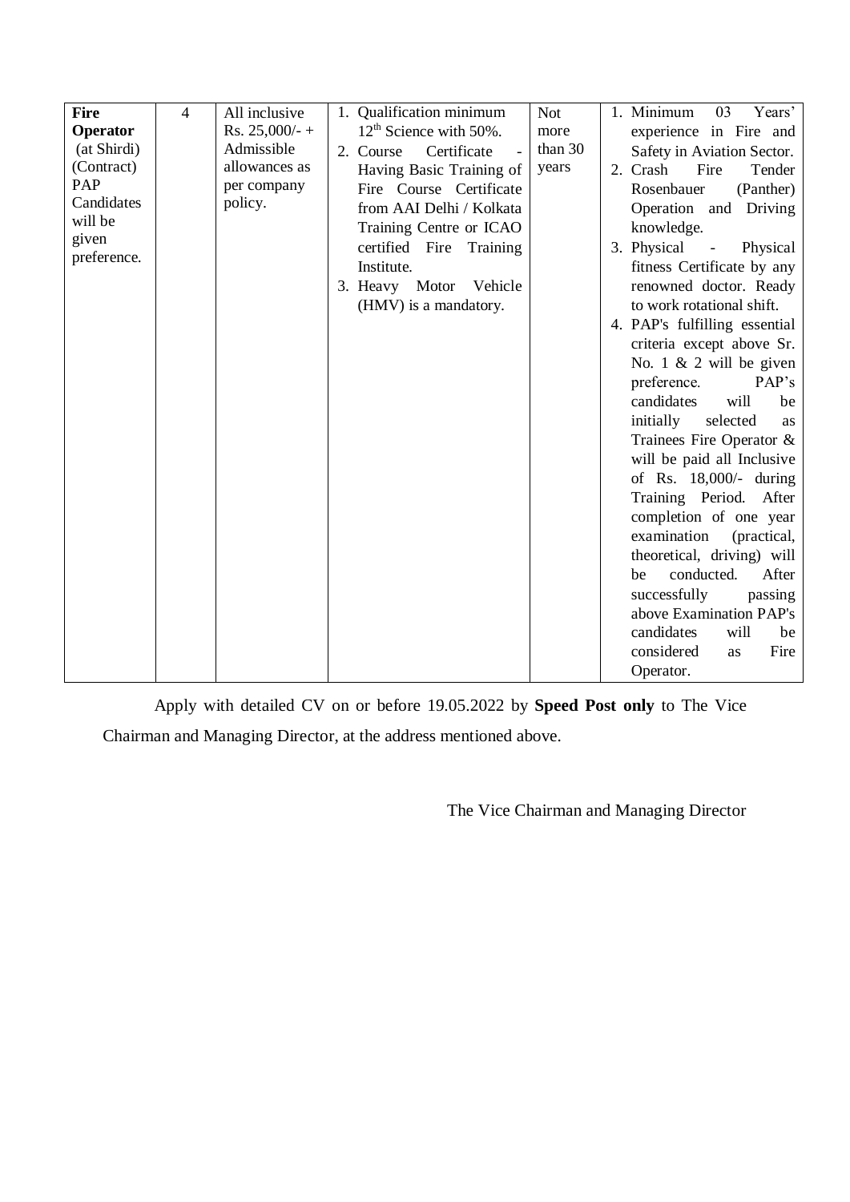| **Fire Operator** (at Shirdi) (Contract) PAP Candidates will be given preference. | 4 | All inclusive Rs. 25,000/- + Admissible allowances as per company policy. | 1. Qualification minimum $12^{th}$ Science with 50%.<br>2. Course Certificate - Having Basic Training of Fire Course Certificate from AAI Delhi / Kolkata Training Centre or ICAO certified Fire Training Institute.<br>3. Heavy Motor Vehicle (HMV) is a mandatory. | Not more than 30 years | 1. Minimum 03 Years' experience in Fire and Safety in Aviation Sector.<br>2. Crash Fire Tender Rosenbauer (Panther) Operation and Driving knowledge.<br>3. Physical - Physical fitness Certificate by any renowned doctor. Ready to work rotational shift.<br>4. PAP's fulfilling essential criteria except above Sr. No. 1 & 2 will be given preference. PAP's candidates will be initially selected as Trainees Fire Operator & will be paid all Inclusive of Rs. 18,000/- during Training Period. After completion of one year examination (practical, theoretical, driving) will be conducted. After successfully passing above Examination PAP's candidates will be considered as Fire Operator. |
|---|---|---|---|---|---|

Apply with detailed CV on or before 19.05.2022 by **Speed Post only** to The Vice Chairman and Managing Director, at the address mentioned above.

The Vice Chairman and Managing Director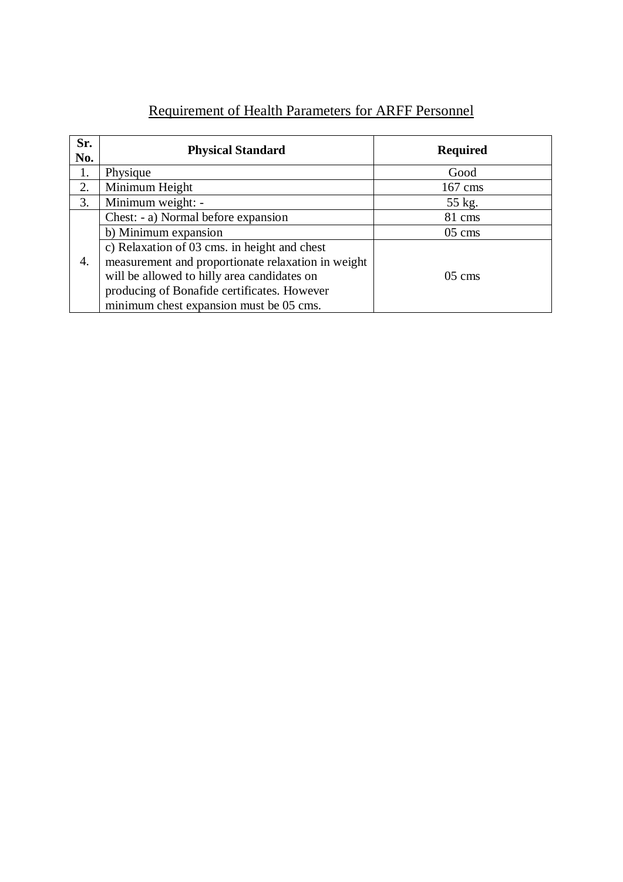## Requirement of Health Parameters for ARFF Personnel

| Sr. No. | Physical Standard | Required |
|---|---|---|
| 1. | Physique | Good |
| 2. | Minimum Height | 167 cms |
| 3. | Minimum weight: - | 55 kg. |
| 4. | Chest: - a) Normal before expansion | 81 cms |
| | b) Minimum expansion | 05 cms |
| | c) Relaxation of 03 cms. in height and chest measurement and proportionate relaxation in weight will be allowed to hilly area candidates on producing of Bonafide certificates. However minimum chest expansion must be 05 cms. | 05 cms |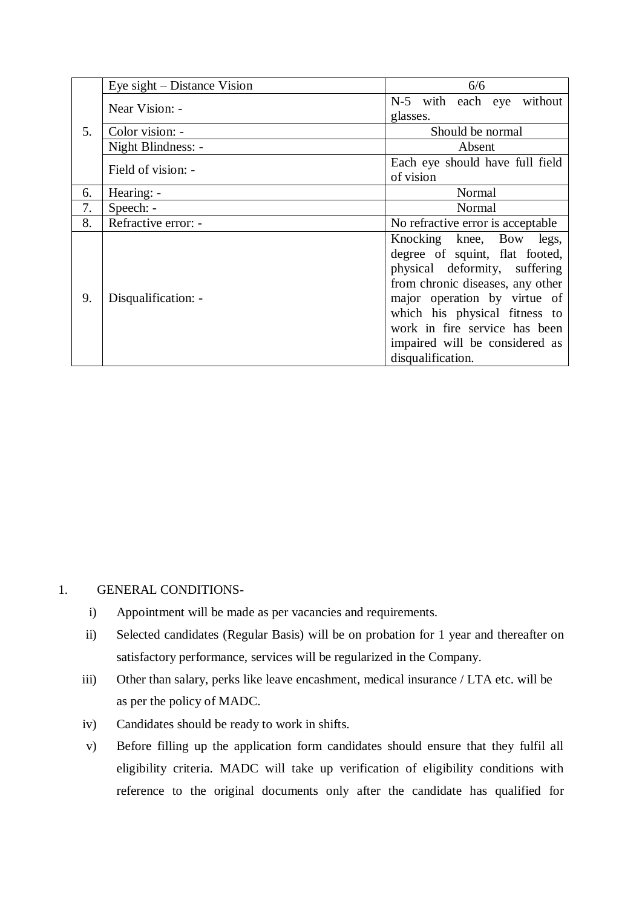| | | |
|---|---|---|
| 5. | Eye sight – Distance Vision | 6/6 |
| | Near Vision: - | N-5 with each eye without glasses. |
| | Color vision: - | Should be normal |
| | Night Blindness: - | Absent |
| | Field of vision: - | Each eye should have full field of vision |
| 6. | Hearing: - | Normal |
| 7. | Speech: - | Normal |
| 8. | Refractive error: - | No refractive error is acceptable |
| 9. | Disqualification: - | Knocking knee, Bow legs, degree of squint, flat footed, physical deformity, suffering from chronic diseases, any other major operation by virtue of which his physical fitness to work in fire service has been impaired will be considered as disqualification. |

1. GENERAL CONDITIONS-

   i) Appointment will be made as per vacancies and requirements.

   ii) Selected candidates (Regular Basis) will be on probation for 1 year and thereafter on satisfactory performance, services will be regularized in the Company.

   iii) Other than salary, perks like leave encashment, medical insurance / LTA etc. will be as per the policy of MADC.

   iv) Candidates should be ready to work in shifts.

   v) Before filling up the application form candidates should ensure that they fulfil all eligibility criteria. MADC will take up verification of eligibility conditions with reference to the original documents only after the candidate has qualified for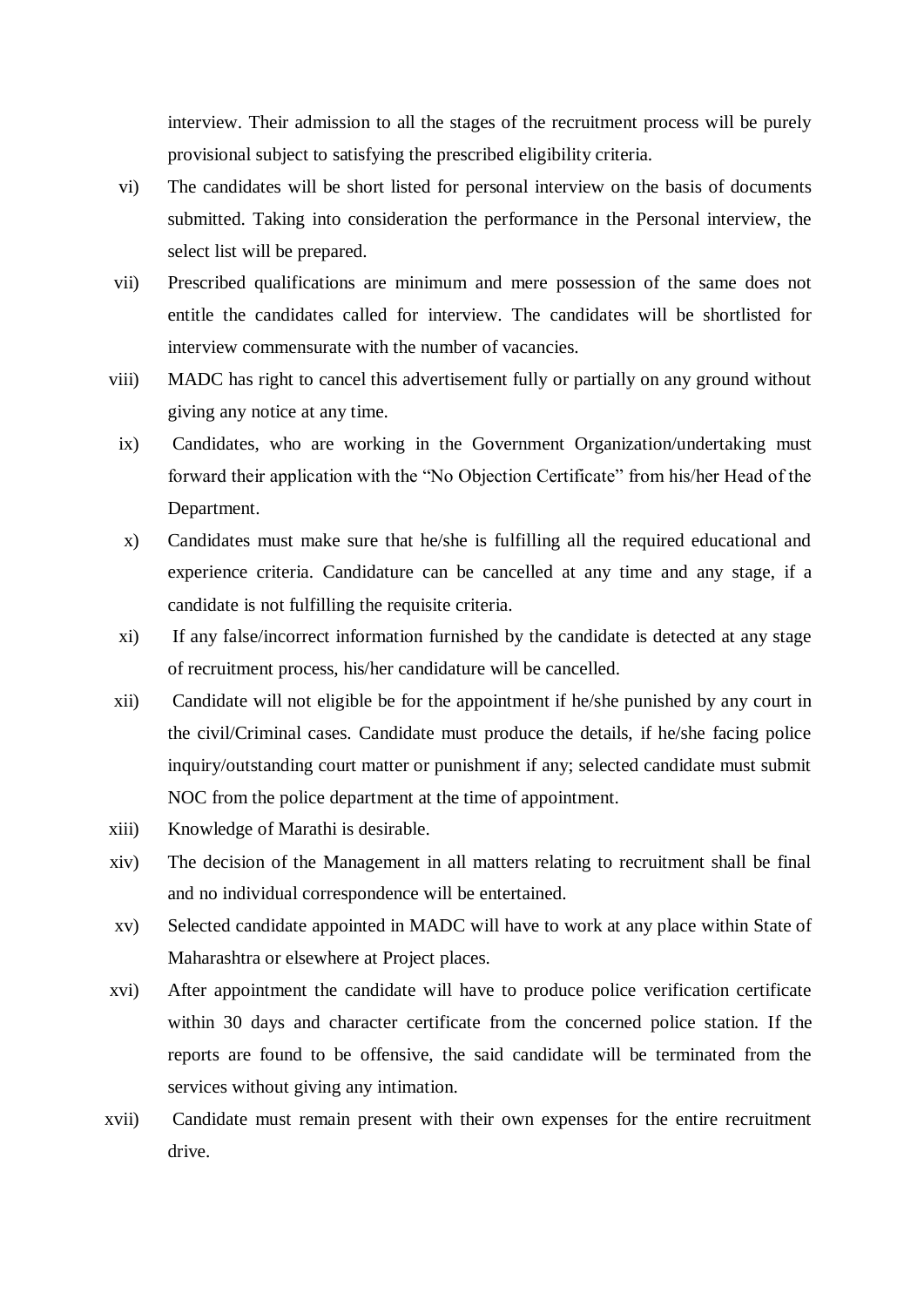interview. Their admission to all the stages of the recruitment process will be purely provisional subject to satisfying the prescribed eligibility criteria.

vi) The candidates will be short listed for personal interview on the basis of documents submitted. Taking into consideration the performance in the Personal interview, the select list will be prepared.

vii) Prescribed qualifications are minimum and mere possession of the same does not entitle the candidates called for interview. The candidates will be shortlisted for interview commensurate with the number of vacancies.

viii) MADC has right to cancel this advertisement fully or partially on any ground without giving any notice at any time.

ix) Candidates, who are working in the Government Organization/undertaking must forward their application with the "No Objection Certificate" from his/her Head of the Department.

x) Candidates must make sure that he/she is fulfilling all the required educational and experience criteria. Candidature can be cancelled at any time and any stage, if a candidate is not fulfilling the requisite criteria.

xi) If any false/incorrect information furnished by the candidate is detected at any stage of recruitment process, his/her candidature will be cancelled.

xii) Candidate will not eligible be for the appointment if he/she punished by any court in the civil/Criminal cases. Candidate must produce the details, if he/she facing police inquiry/outstanding court matter or punishment if any; selected candidate must submit NOC from the police department at the time of appointment.

xiii) Knowledge of Marathi is desirable.

xiv) The decision of the Management in all matters relating to recruitment shall be final and no individual correspondence will be entertained.

xv) Selected candidate appointed in MADC will have to work at any place within State of Maharashtra or elsewhere at Project places.

xvi) After appointment the candidate will have to produce police verification certificate within 30 days and character certificate from the concerned police station. If the reports are found to be offensive, the said candidate will be terminated from the services without giving any intimation.

xvii) Candidate must remain present with their own expenses for the entire recruitment drive.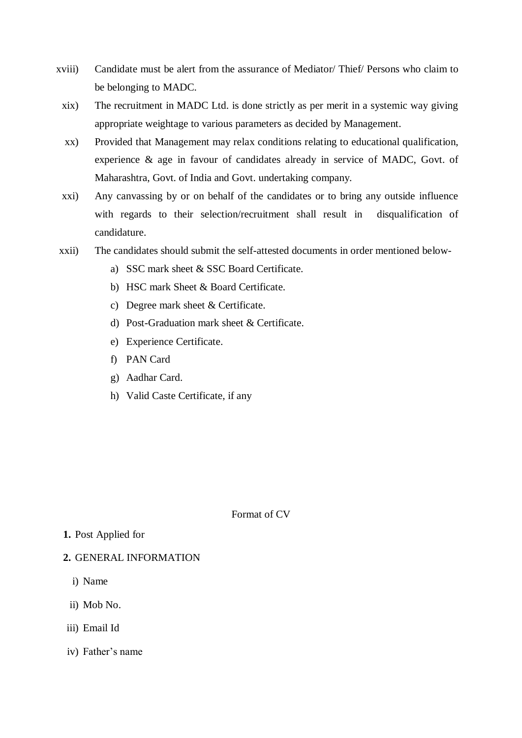xviii) Candidate must be alert from the assurance of Mediator/ Thief/ Persons who claim to be belonging to MADC.

xix) The recruitment in MADC Ltd. is done strictly as per merit in a systemic way giving appropriate weightage to various parameters as decided by Management.

xx) Provided that Management may relax conditions relating to educational qualification, experience & age in favour of candidates already in service of MADC, Govt. of Maharashtra, Govt. of India and Govt. undertaking company.

xxi) Any canvassing by or on behalf of the candidates or to bring any outside influence with regards to their selection/recruitment shall result in disqualification of candidature.

xxii) The candidates should submit the self-attested documents in order mentioned below-

   a) SSC mark sheet & SSC Board Certificate.
   b) HSC mark Sheet & Board Certificate.
   c) Degree mark sheet & Certificate.
   d) Post-Graduation mark sheet & Certificate.
   e) Experience Certificate.
   f) PAN Card
   g) Aadhar Card.
   h) Valid Caste Certificate, if any

Format of CV

**1.** Post Applied for

**2.** GENERAL INFORMATION

   i) Name

   ii) Mob No.

   iii) Email Id

   iv) Father's name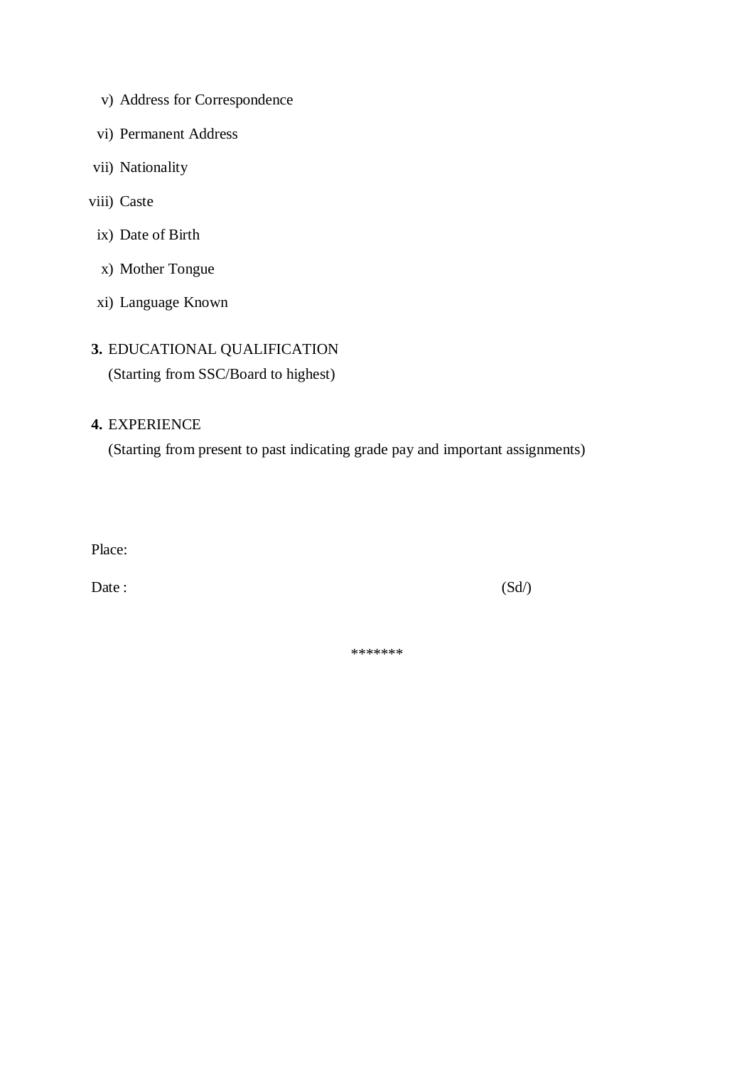v) Address for Correspondence

vi) Permanent Address

vii) Nationality

viii) Caste

ix) Date of Birth

x) Mother Tongue

xi) Language Known

**3.** EDUCATIONAL QUALIFICATION
(Starting from SSC/Board to highest)

**4.** EXPERIENCE
(Starting from present to past indicating grade pay and important assignments)

Place:

Date : (Sd/)

*******